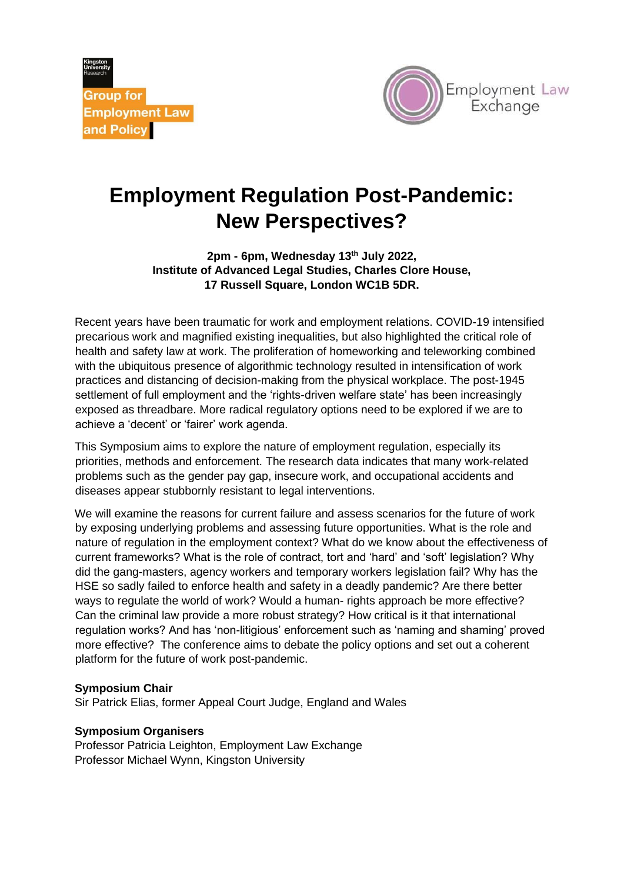Kingston University Research

Group for Employment Law and Policy

Employment Law Exchange

# Employment Regulation Post-Pandemic: New Perspectives?

**2pm - 6pm, Wednesday 13th July 2022,**
**Institute of Advanced Legal Studies, Charles Clore House,**
**17 Russell Square, London WC1B 5DR.**

Recent years have been traumatic for work and employment relations. COVID-19 intensified precarious work and magnified existing inequalities, but also highlighted the critical role of health and safety law at work. The proliferation of homeworking and teleworking combined with the ubiquitous presence of algorithmic technology resulted in intensification of work practices and distancing of decision-making from the physical workplace. The post-1945 settlement of full employment and the 'rights-driven welfare state' has been increasingly exposed as threadbare. More radical regulatory options need to be explored if we are to achieve a 'decent' or 'fairer' work agenda.

This Symposium aims to explore the nature of employment regulation, especially its priorities, methods and enforcement. The research data indicates that many work-related problems such as the gender pay gap, insecure work, and occupational accidents and diseases appear stubbornly resistant to legal interventions.

We will examine the reasons for current failure and assess scenarios for the future of work by exposing underlying problems and assessing future opportunities. What is the role and nature of regulation in the employment context? What do we know about the effectiveness of current frameworks? What is the role of contract, tort and 'hard' and 'soft' legislation? Why did the gang-masters, agency workers and temporary workers legislation fail? Why has the HSE so sadly failed to enforce health and safety in a deadly pandemic? Are there better ways to regulate the world of work? Would a human- rights approach be more effective? Can the criminal law provide a more robust strategy? How critical is it that international regulation works? And has 'non-litigious' enforcement such as 'naming and shaming' proved more effective? The conference aims to debate the policy options and set out a coherent platform for the future of work post-pandemic.

**Symposium Chair**
Sir Patrick Elias, former Appeal Court Judge, England and Wales

**Symposium Organisers**
Professor Patricia Leighton, Employment Law Exchange
Professor Michael Wynn, Kingston University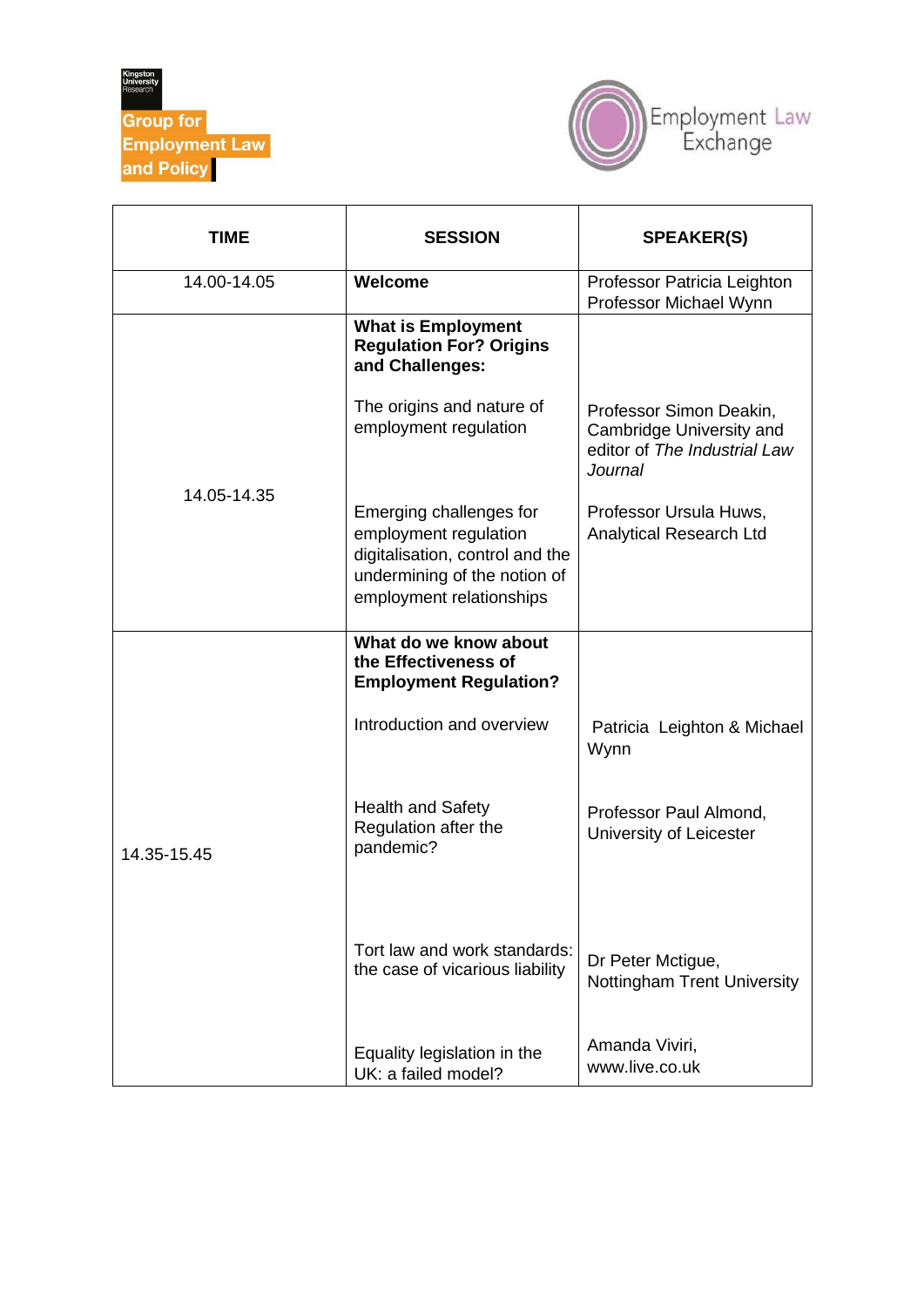Kingston University Research

Group for Employment Law and Policy

Employment Law Exchange

| TIME | SESSION | SPEAKER(S) |
|---|---|---|
| 14.00-14.05 | **Welcome** | Professor Patricia Leighton Professor Michael Wynn |
| 14.05-14.35 | **What is Employment Regulation For? Origins and Challenges:** | |
| | The origins and nature of employment regulation | Professor Simon Deakin, Cambridge University and editor of *The Industrial Law Journal* |
| | Emerging challenges for employment regulation digitalisation, control and the undermining of the notion of employment relationships | Professor Ursula Huws, Analytical Research Ltd |
| 14.35-15.45 | **What do we know about the Effectiveness of Employment Regulation?** | |
| | Introduction and overview | Patricia Leighton & Michael Wynn |
| | Health and Safety Regulation after the pandemic? | Professor Paul Almond, University of Leicester |
| | Tort law and work standards: the case of vicarious liability | Dr Peter Mctigue, Nottingham Trent University |
| | Equality legislation in the UK: a failed model? | Amanda Viviri, www.live.co.uk |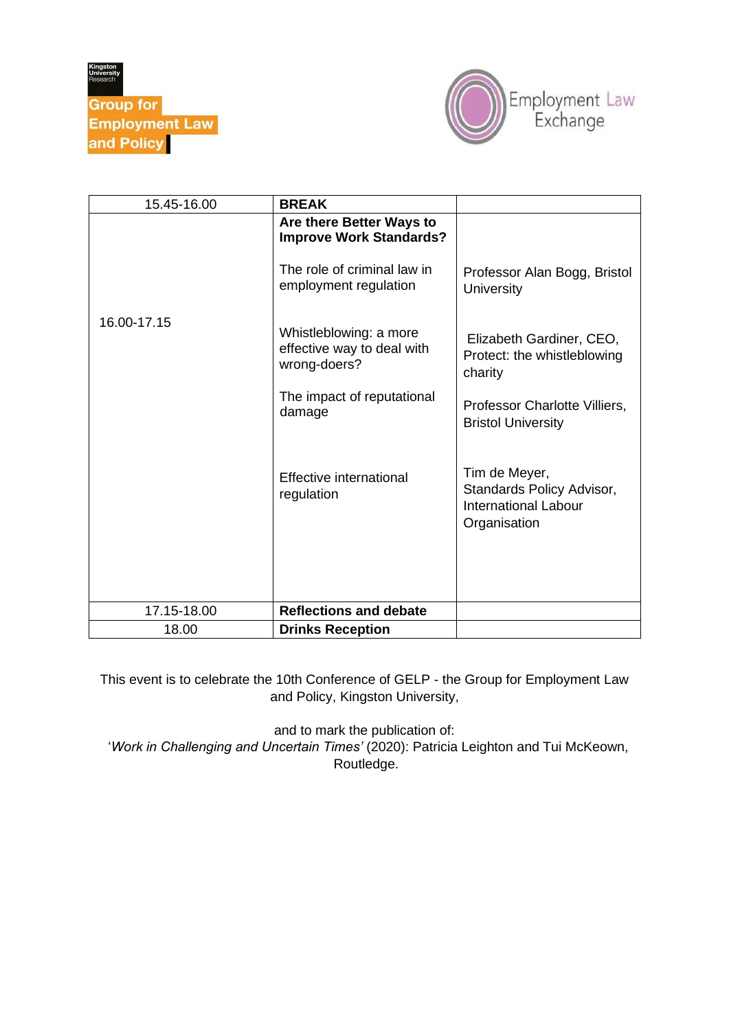Kingston University Research

Group for Employment Law and Policy

Employment Law Exchange

| | | |
|---|---|---|
| 15.45-16.00 | **BREAK** | |
| 16.00-17.15 | **Are there Better Ways to Improve Work Standards?** | |
| | The role of criminal law in employment regulation | Professor Alan Bogg, Bristol University |
| | Whistleblowing: a more effective way to deal with wrong-doers? | Elizabeth Gardiner, CEO, Protect: the whistleblowing charity |
| | The impact of reputational damage | Professor Charlotte Villiers, Bristol University |
| | Effective international regulation | Tim de Meyer, Standards Policy Advisor, International Labour Organisation |
| 17.15-18.00 | **Reflections and debate** | |
| 18.00 | **Drinks Reception** | |

This event is to celebrate the 10th Conference of GELP - the Group for Employment Law and Policy, Kingston University,

and to mark the publication of:
'*Work in Challenging and Uncertain Times'* (2020): Patricia Leighton and Tui McKeown, Routledge.